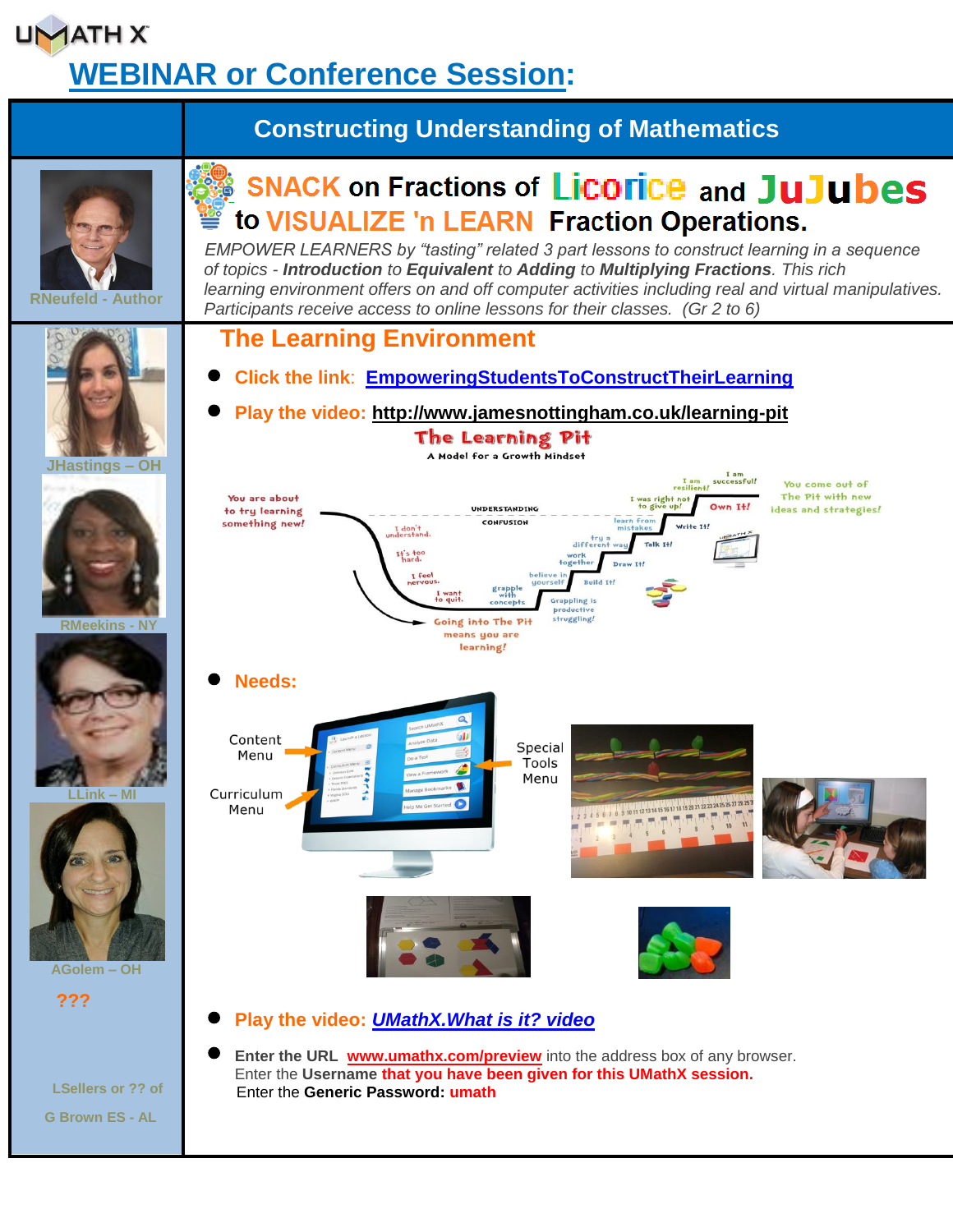UMATH X

# WEBINAR or Conference Session:

## Constructing Understanding of Mathematics

RNeufeld - Author

### SNACK on Fractions of Licorice and JuJubes to VISUALIZE 'n LEARN Fraction Operations.

*EMPOWER LEARNERS by "tasting" related 3 part lessons to construct learning in a sequence of topics - **Introduction** to **Equivalent** to **Adding** to **Multiplying Fractions**. This rich learning environment offers on and off computer activities including real and virtual manipulatives. Participants receive access to online lessons for their classes. (Gr 2 to 6)*

JHastings – OH

RMeekins - NY

LLink – MI

AGolem – OH

???

LSellers or ?? of

G Brown ES - AL

## The Learning Environment

- **Click the link:** EmpoweringStudentsToConstructTheirLearning
- **Play the video:** http://www.jamesnottingham.co.uk/learning-pit
- **Needs:**
- **Play the video:** *UMathX.What is it? video*
- **Enter the URL** www.umathx.com/preview into the address box of any browser.
  Enter the **Username** **that you have been given for this UMathX session.**
  Enter the **Generic Password:** **umath**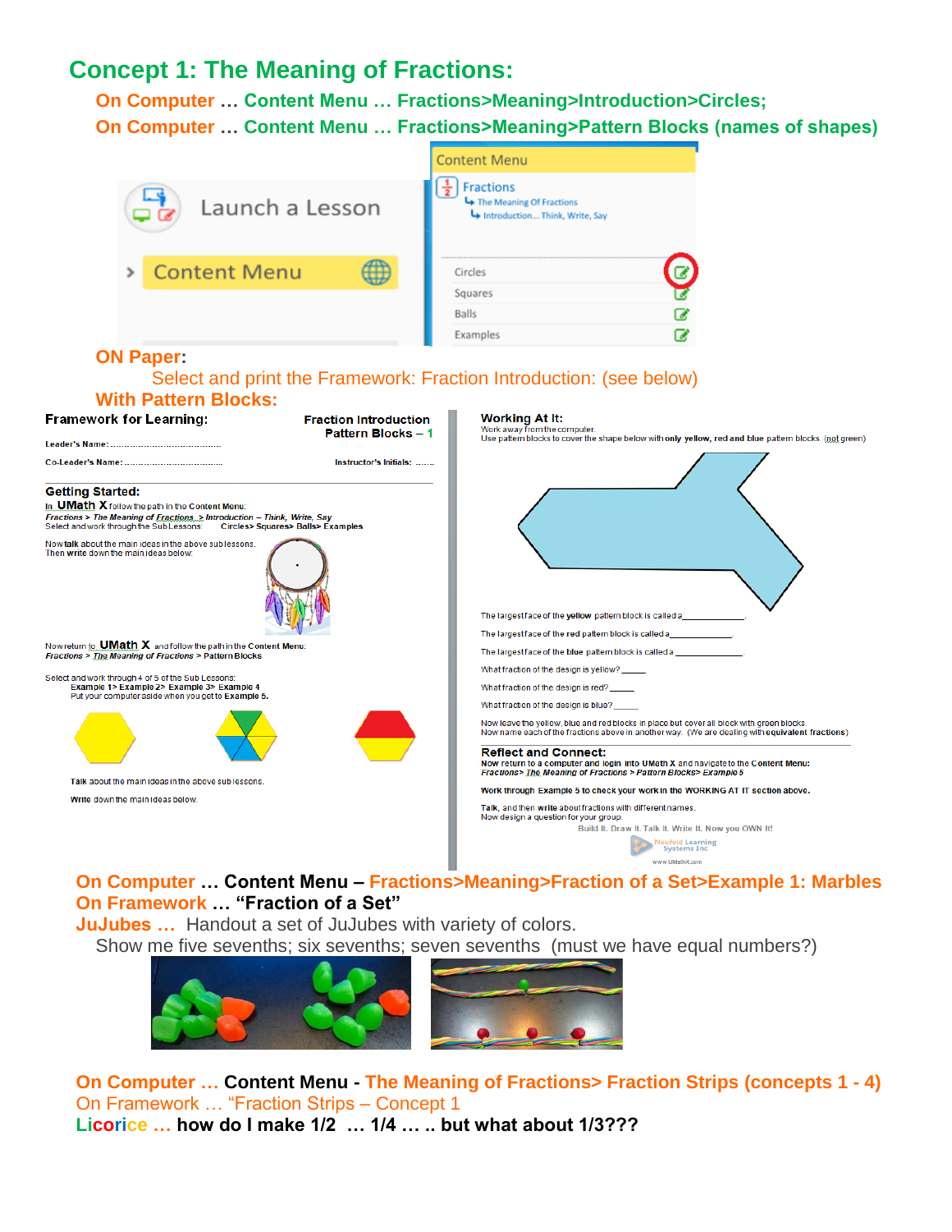# Concept 1: The Meaning of Fractions:

**On Computer … Content Menu … Fractions>Meaning>Introduction>Circles;**

**On Computer … Content Menu … Fractions>Meaning>Pattern Blocks (names of shapes)**

Launch a Lesson

Content Menu

Content Menu
Fractions
The Meaning Of Fractions
Introduction... Think, Write, Say

Circles
Squares
Balls
Examples

**ON Paper:**

Select and print the Framework: Fraction Introduction: (see below)

**With Pattern Blocks:**

**Framework for Learning:** **Fraction Introduction Pattern Blocks – 1**

**Leader's Name:** ......................................

**Co-Leader's Name:** ...................................

**Instructor's Initials:** .......

**Getting Started:**

In **UMath X** follow the path in the Content Menu:
*Fractions > The Meaning of Fractions > Introduction – Think, Write, Say*
Select and work through the Sub Lessons: **Circles> Squares> Balls> Examples**

Now **talk** about the main ideas in the above sub lessons.
Then **write** down the main ideas below.

Now return to **UMath X** and follow the path in the Content Menu:
*Fractions > The Meaning of Fractions > Pattern Blocks*

Select and work through 4 of 5 of the Sub Lessons:
**Example 1> Example 2> Example 3> Example 4**
**Put your computer aside when you get to Example 5.**

Talk about the main ideas in the above sub lessons.

Write down the main ideas below.

**Working At It:**

Work away from the computer.
Use pattern blocks to cover the shape below with **only yellow, red and blue** pattern blocks. (not green)

The largest face of the **yellow** pattern block is called a ____________.

The largest face of the **red** pattern block is called a ____________.

The largest face of the **blue** pattern block is called a ____________.

What fraction of the design is yellow? _____

What fraction of the design is red? _____

What fraction of the design is blue? _____

Now leave the yellow, blue and red blocks in place but cover all block with green blocks.
Now name each of the fractions above in another way. (We are dealing with **equivalent fractions**)

**Reflect and Connect:**

**Now return to a computer and login into UMath X and navigate to the Content Menu:**
*Fractions> The Meaning of Fractions > Pattern Blocks> Example 5*

**Work through Example 5 to check your work in the WORKING AT IT section above.**

**Talk**, and then **write** about fractions with different names.
Now design a question for your group.

Build It. Draw It. Talk It. Write It. Now you OWN It!

Neufeld Learning Systems Inc
www.UMathX.com

**On Computer … Content Menu – Fractions>Meaning>Fraction of a Set>Example 1: Marbles**

**On Framework … "Fraction of a Set"**

**JuJubes …** Handout a set of JuJubes with variety of colors.

Show me five sevenths; six sevenths; seven sevenths (must we have equal numbers?)

**On Computer … Content Menu - The Meaning of Fractions> Fraction Strips (concepts 1 - 4)**

On Framework … "Fraction Strips – Concept 1

**Licorice … how do I make 1/2 … 1/4 … .. but what about 1/3???**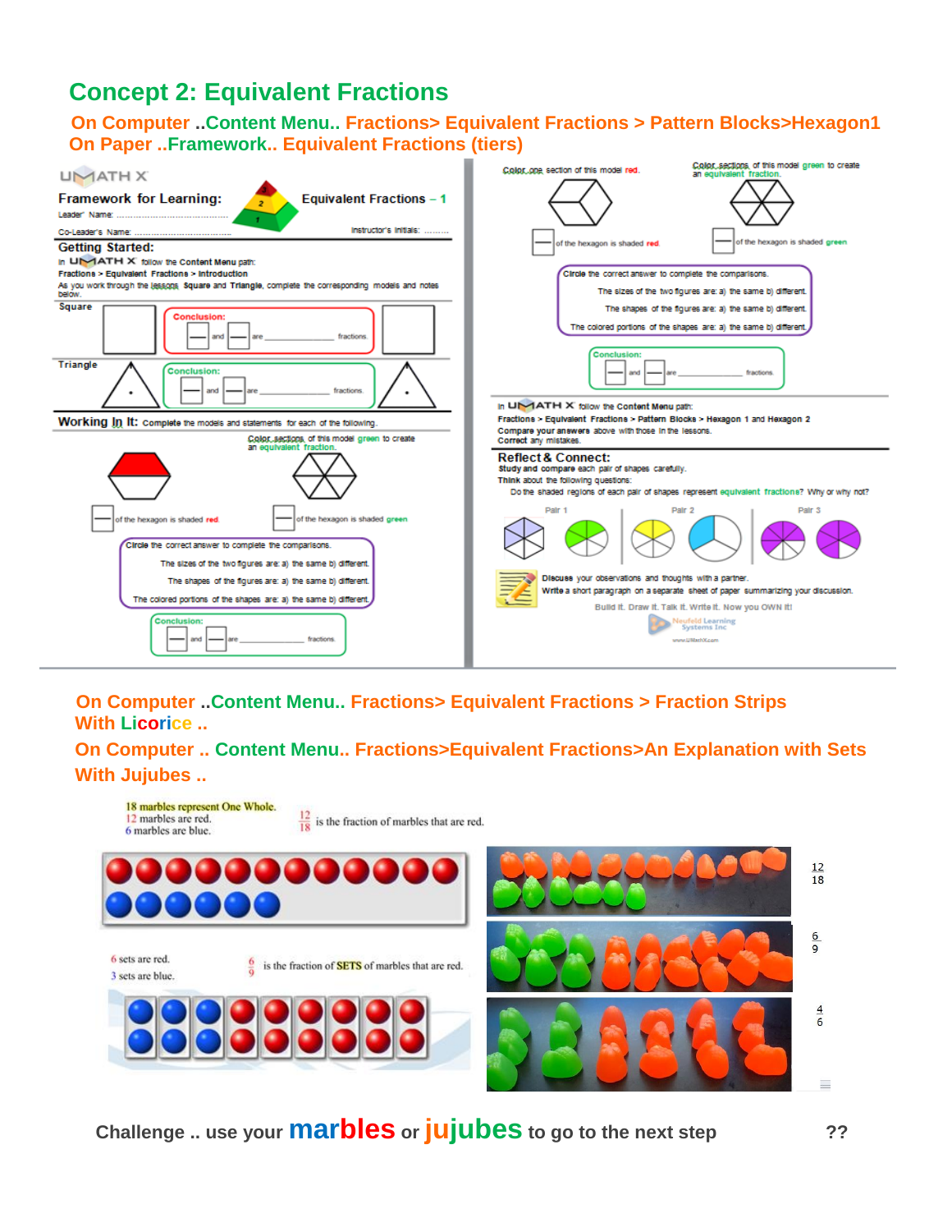# Concept 2: Equivalent Fractions

**On Computer ..Content Menu.. Fractions> Equivalent Fractions > Pattern Blocks>Hexagon1**

**On Paper ..Framework.. Equivalent Fractions (tiers)**

UMATH X

## Framework for Learning: Equivalent Fractions – 1

Leader Name: ........................................

Co-Leader's Name: ........................................ Instructor's Initials: .........

### Getting Started:

In UMATH X follow the Content Menu path:

**Fractions > Equivalent Fractions > Introduction**

As you work through the lessons **Square** and **Triangle**, complete the corresponding models and notes below.

**Square**

Conclusion: ___ and ___ are ____________ fractions.

**Triangle**

Conclusion: ___ and ___ are ____________ fractions.

### Working In It: Complete the models and statements for each of the following.

Color sections of this model green to create an equivalent fraction.

___ of the hexagon is shaded red  ___ of the hexagon is shaded green

Circle the correct answer to complete the comparisons.

The sizes of the two figures are: a) the same b) different.

The shapes of the figures are: a) the same b) different.

The colored portions of the shapes are: a) the same b) different.

Conclusion: ___ and ___ are ____________ fractions.

Color one section of this model red.

Color sections of this model green to create an equivalent fraction.

___ of the hexagon is shaded red  ___ of the hexagon is shaded green

Circle the correct answer to complete the comparisons.

The sizes of the two figures are: a) the same b) different.

The shapes of the figures are: a) the same b) different.

The colored portions of the shapes are: a) the same b) different.

Conclusion: ___ and ___ are ____________ fractions.

In UMATH X follow the Content Menu path:

**Fractions > Equivalent Fractions > Pattern Blocks > Hexagon 1 and Hexagon 2**

**Compare your answers** above with those in the lessons.

**Correct** any mistakes.

### Reflect & Connect:

**Study and compare** each pair of shapes carefully.

**Think** about the following questions:

Do the shaded regions of each pair of shapes represent equivalent fractions? Why or why not?

Pair 1  Pair 2  Pair 3

**Discuss** your observations and thoughts with a partner.

**Write** a short paragraph on a separate sheet of paper summarizing your discussion.

Build It. Draw It. Talk It. Write It. Now you OWN it!

Neufeld Learning Systems Inc

www.UMathX.com

---

**On Computer ..Content Menu.. Fractions> Equivalent Fractions > Fraction Strips With Licorice ..**

**On Computer .. Content Menu.. Fractions>Equivalent Fractions>An Explanation with Sets With Jujubes ..**

18 marbles represent One Whole.
12 marbles are red.
6 marbles are blue.

$\frac{12}{18}$ is the fraction of marbles that are red.

6 sets are red.
3 sets are blue.

$\frac{6}{9}$ is the fraction of SETS of marbles that are red.

$\frac{12}{18}$

$\frac{6}{9}$

$\frac{4}{6}$

**Challenge .. use your marbles or jujubes to go to the next step ??**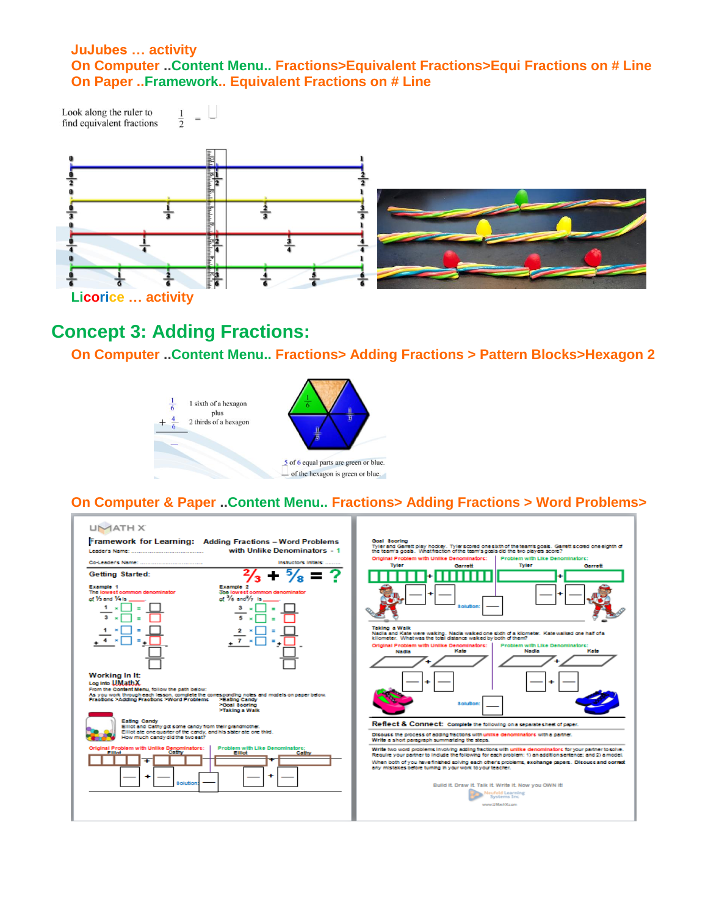JuJubes … activity

On Computer ..Content Menu.. Fractions>Equivalent Fractions>Equi Fractions on # Line

On Paper ..Framework.. Equivalent Fractions on # Line

Look along the ruler to find equivalent fractions $\frac{1}{2} = \frac{\square}{\square}$

Licorice … activity

## Concept 3: Adding Fractions:

On Computer ..Content Menu.. Fractions> Adding Fractions > Pattern Blocks>Hexagon 2

$\frac{1}{6}$ 1 sixth of a hexagon plus $+\frac{4}{6}$ 2 thirds of a hexagon

5 of 6 equal parts are green or blue.

$\frac{\square}{\square}$ of the hexagon is green or blue.

On Computer & Paper ..Content Menu.. Fractions> Adding Fractions > Word Problems>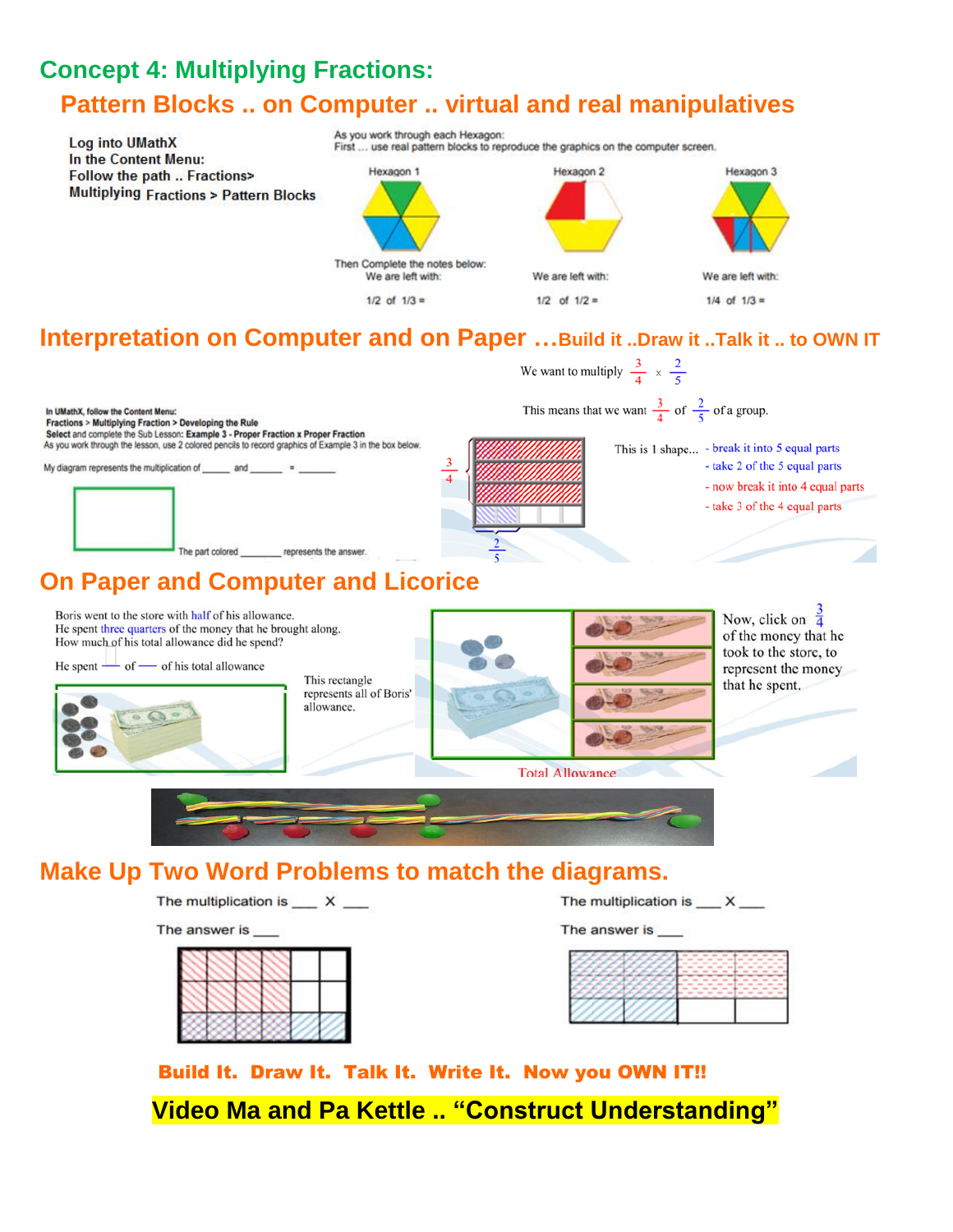## Concept 4: Multiplying Fractions:

### Pattern Blocks .. on Computer .. virtual and real manipulatives

**Log into UMathX**
**In the Content Menu:**
**Follow the path .. Fractions>**
**Multiplying Fractions > Pattern Blocks**

As you work through each Hexagon:
First ... use real pattern blocks to reproduce the graphics on the computer screen.

Hexagon 1

Hexagon 2

Hexagon 3

Then Complete the notes below:

We are left with:

1/2 of 1/3 =

We are left with:

1/2 of 1/2 =

We are left with:

1/4 of 1/3 =

### Interpretation on Computer and on Paper …Build it ..Draw it ..Talk it .. to OWN IT

**In UMathX, follow the Content Menu:**
**Fractions > Multiplying Fraction > Developing the Rule**
**Select** and complete the Sub Lesson: **Example 3 - Proper Fraction x Proper Fraction**
As you work through the lesson, use 2 colored pencils to record graphics of Example 3 in the box below.

My diagram represents the multiplication of _____ and _____ = _______

The part colored _________ represents the answer.

We want to multiply $\frac{3}{4} \times \frac{2}{5}$

This means that we want $\frac{3}{4}$ of $\frac{2}{5}$ of a group.

$\frac{3}{4}$

$\frac{2}{5}$

This is 1 shape...
- break it into 5 equal parts
- take 2 of the 5 equal parts
- now break it into 4 equal parts
- take 3 of the 4 equal parts

### On Paper and Computer and Licorice

Boris went to the store with half of his allowance.
He spent three quarters of the money that he brought along.
How much of his total allowance did he spend?

He spent ___ of ___ of his total allowance

This rectangle represents all of Boris' allowance.

Now, click on $\frac{3}{4}$ of the money that he took to the store, to represent the money that he spent.

Total Allowance

### Make Up Two Word Problems to match the diagrams.

The multiplication is ___ X ___

The answer is ___

The multiplication is ___ X ___

The answer is ___

**Build It. Draw It. Talk It. Write It. Now you OWN IT!!**

**Video Ma and Pa Kettle .. "Construct Understanding"**